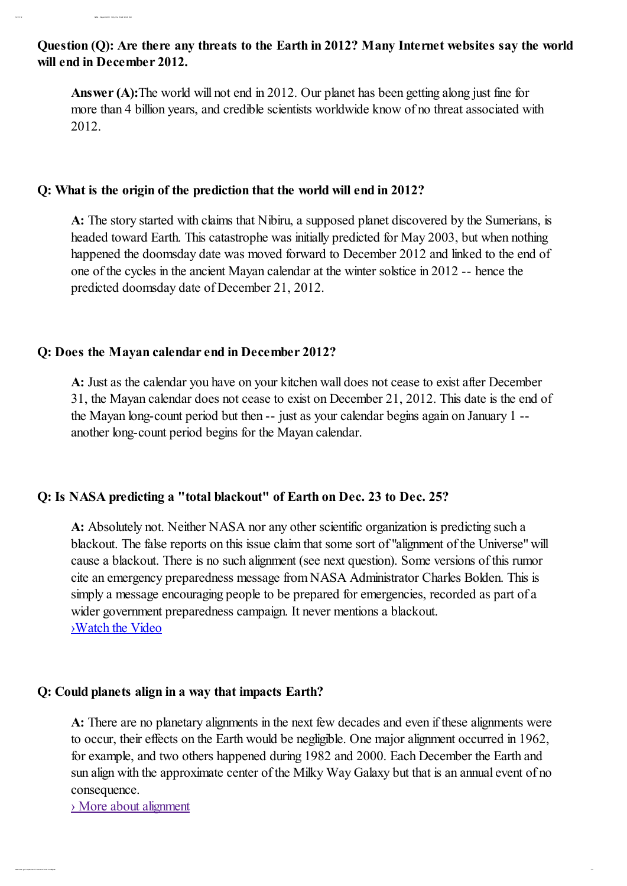**Question (Q): Are there any threats to the Earth in 2012? Many Internet websites say the world will end in December 2012.**

**Answer (A):**The world will not end in 2012. Our planet has been getting along just fine for more than 4 billion years, and credible scientists worldwide know of no threat associated with 2012.

**Q: What is the origin of the prediction that the world will end in 2012?**

**A:** The story started with claims that Nibiru, a supposed planet discovered by the Sumerians, is headed toward Earth. This catastrophe was initially predicted for May 2003, but when nothing happened the doomsday date was moved forward to December 2012 and linked to the end of one of the cycles in the ancient Mayan calendar at the winter solstice in 2012 -- hence the predicted doomsday date of December 21, 2012.

**Q: Does the Mayan calendar end in December 2012?**

**A:** Just as the calendar you have on your kitchen wall does not cease to exist after December 31, the Mayan calendar does not cease to exist on December 21, 2012. This date is the end of the Mayan long-count period but then -- just as your calendar begins again on January 1 -- another long-count period begins for the Mayan calendar.

**Q: Is NASA predicting a "total blackout" of Earth on Dec. 23 to Dec. 25?**

**A:** Absolutely not. Neither NASA nor any other scientific organization is predicting such a blackout. The false reports on this issue claim that some sort of "alignment of the Universe" will cause a blackout. There is no such alignment (see next question). Some versions of this rumor cite an emergency preparedness message from NASA Administrator Charles Bolden. This is simply a message encouraging people to be prepared for emergencies, recorded as part of a wider government preparedness campaign. It never mentions a blackout.
›Watch the Video

**Q: Could planets align in a way that impacts Earth?**

**A:** There are no planetary alignments in the next few decades and even if these alignments were to occur, their effects on the Earth would be negligible. One major alignment occurred in 1962, for example, and two others happened during 1982 and 2000. Each December the Earth and sun align with the approximate center of the Milky Way Galaxy but that is an annual event of no consequence.
› More about alignment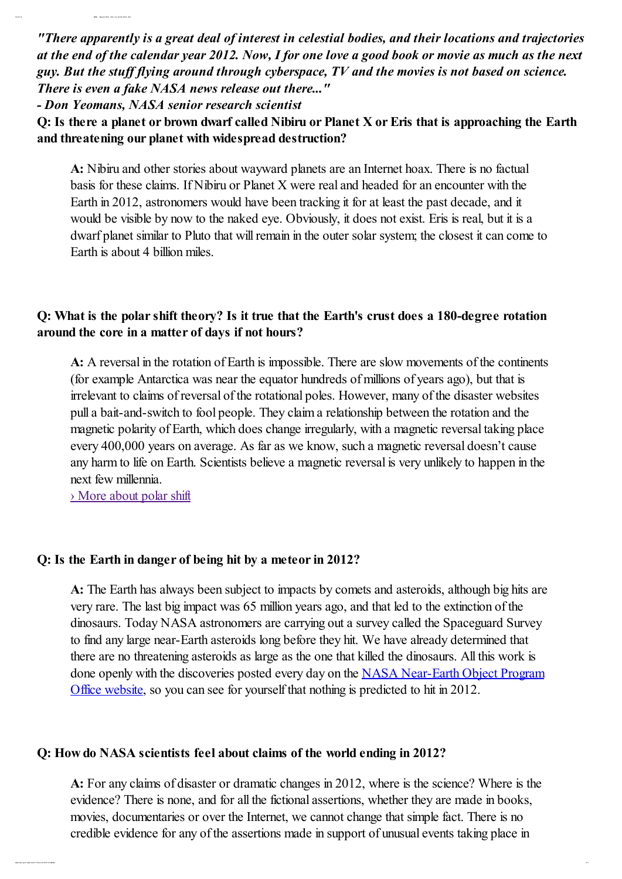*"There apparently is a great deal of interest in celestial bodies, and their locations and trajectories at the end of the calendar year 2012. Now, I for one love a good book or movie as much as the next guy. But the stuff flying around through cyberspace, TV and the movies is not based on science. There is even a fake NASA news release out there..."*
***- Don Yeomans, NASA senior research scientist***

**Q: Is there a planet or brown dwarf called Nibiru or Planet X or Eris that is approaching the Earth and threatening our planet with widespread destruction?**

> **A:** Nibiru and other stories about wayward planets are an Internet hoax. There is no factual basis for these claims. If Nibiru or Planet X were real and headed for an encounter with the Earth in 2012, astronomers would have been tracking it for at least the past decade, and it would be visible by now to the naked eye. Obviously, it does not exist. Eris is real, but it is a dwarf planet similar to Pluto that will remain in the outer solar system; the closest it can come to Earth is about 4 billion miles.

**Q: What is the polar shift theory? Is it true that the Earth's crust does a 180-degree rotation around the core in a matter of days if not hours?**

> **A:** A reversal in the rotation of Earth is impossible. There are slow movements of the continents (for example Antarctica was near the equator hundreds of millions of years ago), but that is irrelevant to claims of reversal of the rotational poles. However, many of the disaster websites pull a bait-and-switch to fool people. They claim a relationship between the rotation and the magnetic polarity of Earth, which does change irregularly, with a magnetic reversal taking place every 400,000 years on average. As far as we know, such a magnetic reversal doesn't cause any harm to life on Earth. Scientists believe a magnetic reversal is very unlikely to happen in the next few millennia.
> › More about polar shift

**Q: Is the Earth in danger of being hit by a meteor in 2012?**

> **A:** The Earth has always been subject to impacts by comets and asteroids, although big hits are very rare. The last big impact was 65 million years ago, and that led to the extinction of the dinosaurs. Today NASA astronomers are carrying out a survey called the Spaceguard Survey to find any large near-Earth asteroids long before they hit. We have already determined that there are no threatening asteroids as large as the one that killed the dinosaurs. All this work is done openly with the discoveries posted every day on the NASA Near-Earth Object Program Office website, so you can see for yourself that nothing is predicted to hit in 2012.

**Q: How do NASA scientists feel about claims of the world ending in 2012?**

> **A:** For any claims of disaster or dramatic changes in 2012, where is the science? Where is the evidence? There is none, and for all the fictional assertions, whether they are made in books, movies, documentaries or over the Internet, we cannot change that simple fact. There is no credible evidence for any of the assertions made in support of unusual events taking place in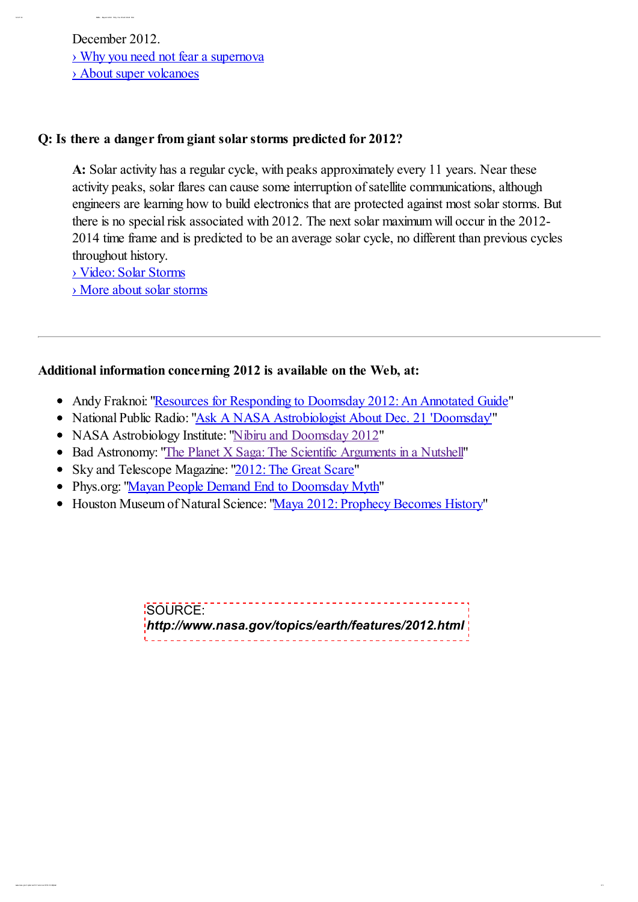December 2012.
› Why you need not fear a supernova
› About super volcanoes

**Q: Is there a danger from giant solar storms predicted for 2012?**

**A:** Solar activity has a regular cycle, with peaks approximately every 11 years. Near these activity peaks, solar flares can cause some interruption of satellite communications, although engineers are learning how to build electronics that are protected against most solar storms. But there is no special risk associated with 2012. The next solar maximum will occur in the 2012-2014 time frame and is predicted to be an average solar cycle, no different than previous cycles throughout history.
› Video: Solar Storms
› More about solar storms

---

**Additional information concerning 2012 is available on the Web, at:**

- Andy Fraknoi: "Resources for Responding to Doomsday 2012: An Annotated Guide"
- National Public Radio: "Ask A NASA Astrobiologist About Dec. 21 'Doomsday'"
- NASA Astrobiology Institute: "Nibiru and Doomsday 2012"
- Bad Astronomy: "The Planet X Saga: The Scientific Arguments in a Nutshell"
- Sky and Telescope Magazine: "2012: The Great Scare"
- Phys.org: "Mayan People Demand End to Doomsday Myth"
- Houston Museum of Natural Science: "Maya 2012: Prophecy Becomes History"

SOURCE:
***http://www.nasa.gov/topics/earth/features/2012.html***